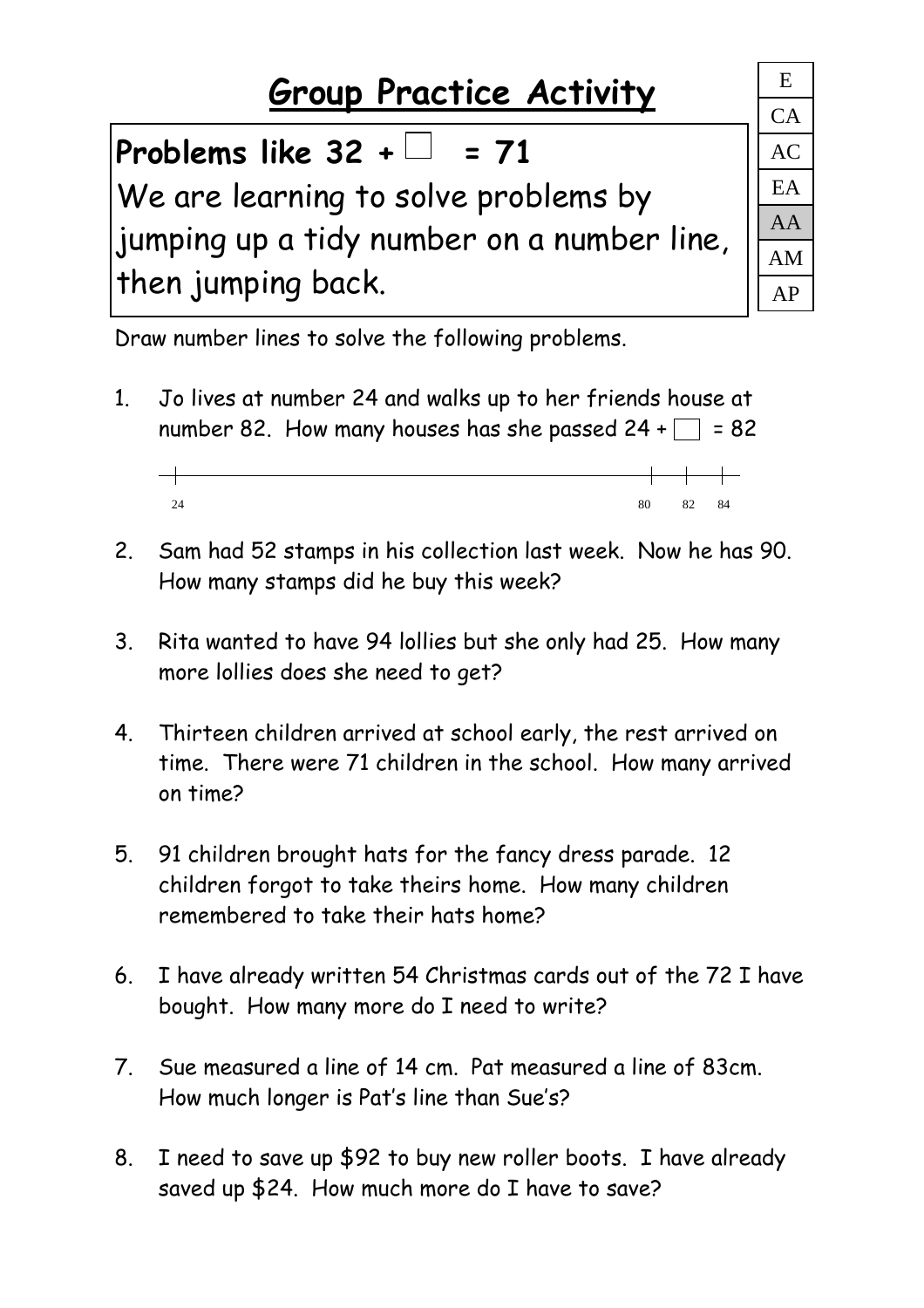# Group Practice Activity

| E |
|---|
| CA |
| AC |
| EA |
| AA |
| AM |
| AP |

**Problems like 32 + ☐ = 71**

We are learning to solve problems by jumping up a tidy number on a number line, then jumping back.

Draw number lines to solve the following problems.

1. Jo lives at number 24 and walks up to her friends house at number 82. How many houses has she passed 24 + ☐ = 82

   24 ... 80 82 84

2. Sam had 52 stamps in his collection last week. Now he has 90. How many stamps did he buy this week?

3. Rita wanted to have 94 lollies but she only had 25. How many more lollies does she need to get?

4. Thirteen children arrived at school early, the rest arrived on time. There were 71 children in the school. How many arrived on time?

5. 91 children brought hats for the fancy dress parade. 12 children forgot to take theirs home. How many children remembered to take their hats home?

6. I have already written 54 Christmas cards out of the 72 I have bought. How many more do I need to write?

7. Sue measured a line of 14 cm. Pat measured a line of 83cm. How much longer is Pat's line than Sue's?

8. I need to save up $92 to buy new roller boots. I have already saved up $24. How much more do I have to save?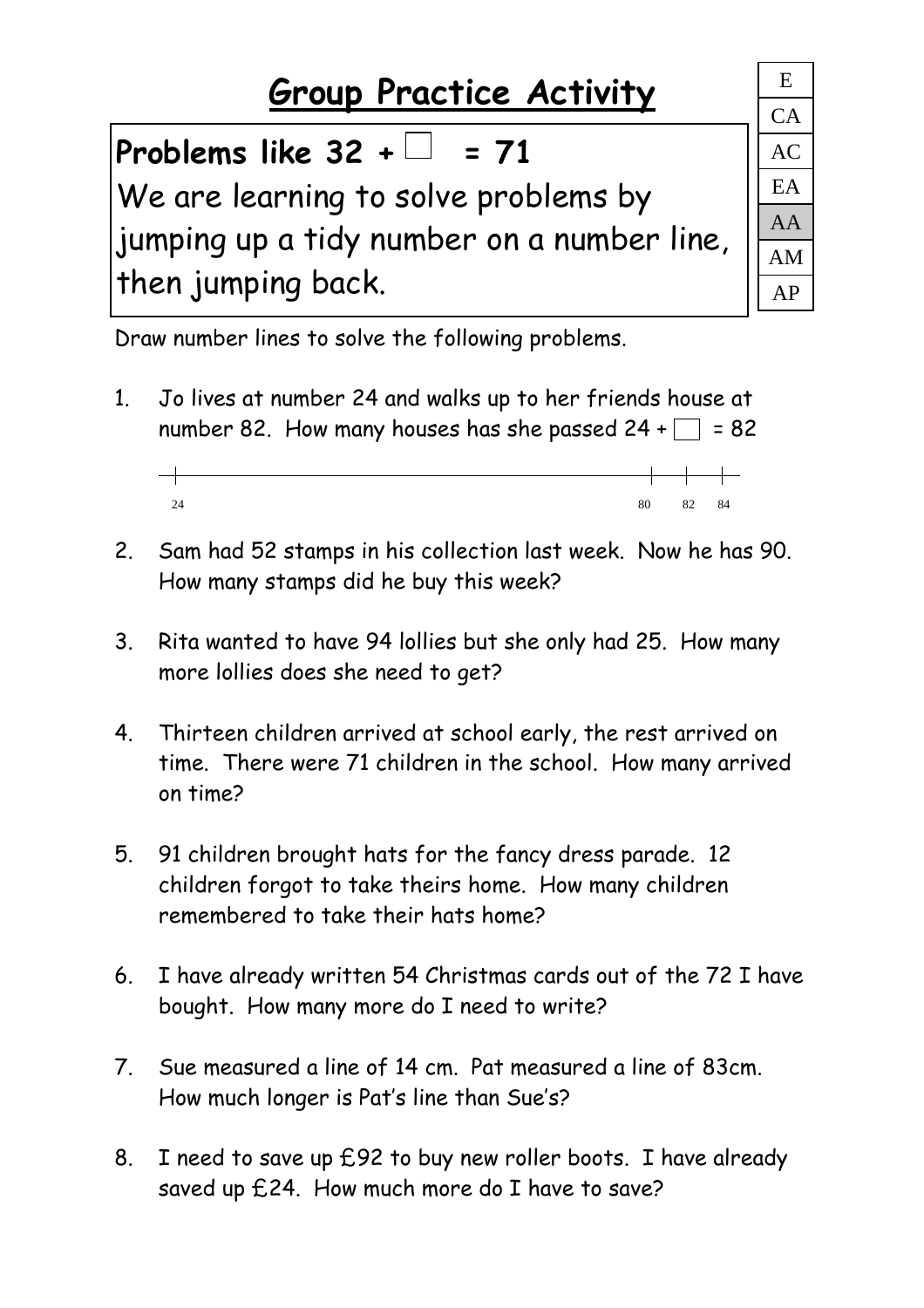# Group Practice Activity

| |
|---|
| E |
| CA |
| AC |
| EA |
| AA |
| AM |
| AP |

**Problems like 32 + ☐ = 71**

We are learning to solve problems by jumping up a tidy number on a number line, then jumping back.

Draw number lines to solve the following problems.

1. Jo lives at number 24 and walks up to her friends house at number 82. How many houses has she passed 24 + ☐ = 82

   24 80 82 84

2. Sam had 52 stamps in his collection last week. Now he has 90. How many stamps did he buy this week?

3. Rita wanted to have 94 lollies but she only had 25. How many more lollies does she need to get?

4. Thirteen children arrived at school early, the rest arrived on time. There were 71 children in the school. How many arrived on time?

5. 91 children brought hats for the fancy dress parade. 12 children forgot to take theirs home. How many children remembered to take their hats home?

6. I have already written 54 Christmas cards out of the 72 I have bought. How many more do I need to write?

7. Sue measured a line of 14 cm. Pat measured a line of 83cm. How much longer is Pat's line than Sue's?

8. I need to save up £92 to buy new roller boots. I have already saved up £24. How much more do I have to save?